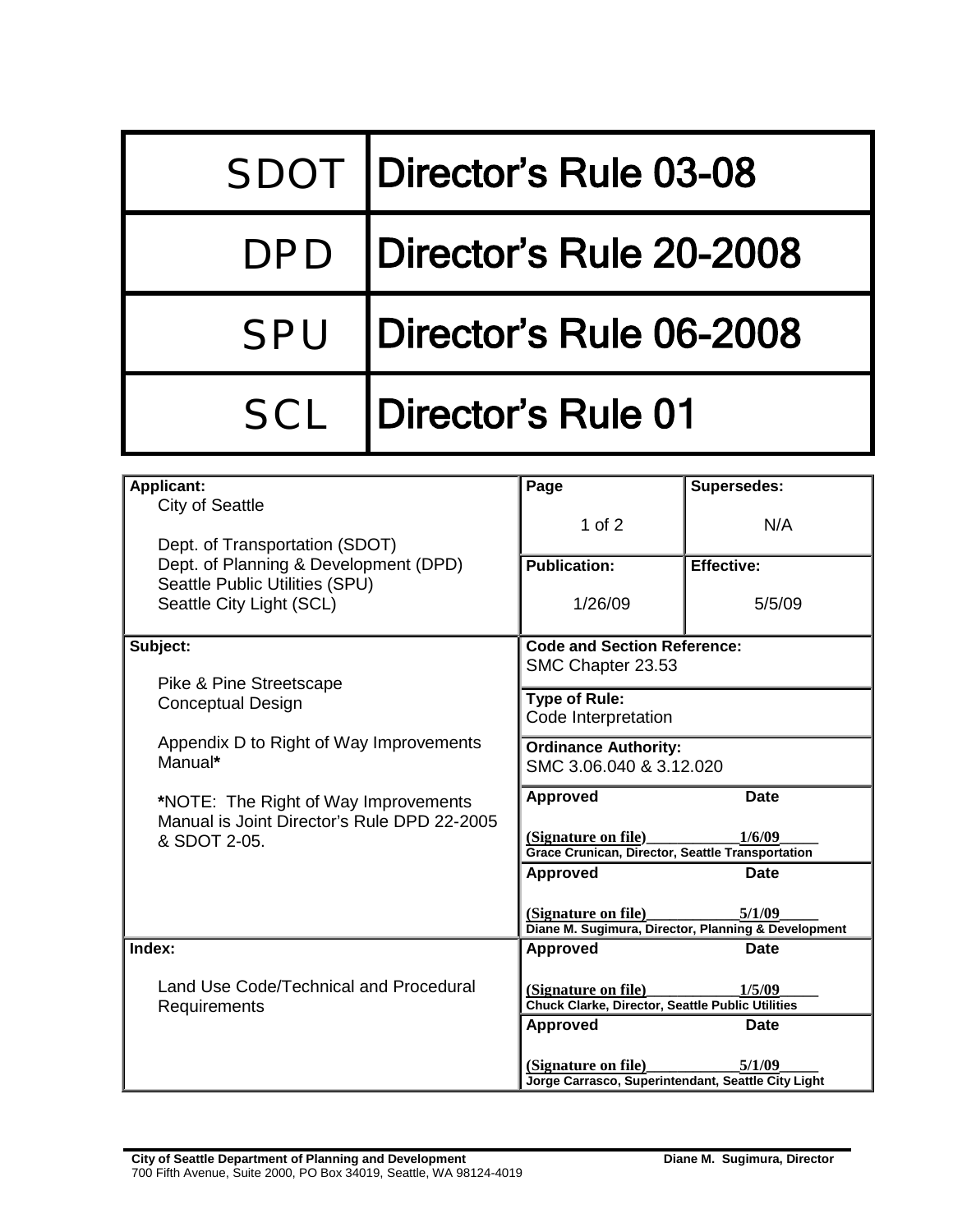| | |
|---|---|
| SDOT | **Director's Rule 03-08** |
| DPD | **Director's Rule 20-2008** |
| SPU | **Director's Rule 06-2008** |
| SCL | **Director's Rule 01** |

| | | |
|---|---|---|
| **Applicant:**<br>City of Seattle<br><br>Dept. of Transportation (SDOT)<br>Dept. of Planning & Development (DPD)<br>Seattle Public Utilities (SPU)<br>Seattle City Light (SCL) | **Page**<br><br>1 of 2<br><br>**Publication:**<br><br>1/26/09 | **Supersedes:**<br><br>N/A<br><br>**Effective:**<br><br>5/5/09 |
| **Subject:**<br><br>Pike & Pine Streetscape Conceptual Design<br><br>Appendix D to Right of Way Improvements Manual**\***<br><br>**\***NOTE: The Right of Way Improvements Manual is Joint Director's Rule DPD 22-2005 & SDOT 2-05. | **Code and Section Reference:**<br>SMC Chapter 23.53<br><br>**Type of Rule:**<br>Code Interpretation<br><br>**Ordinance Authority:**<br>SMC 3.06.040 & 3.12.020 | |
| | **Approved** (Signature on file)<br>**Grace Crunican, Director, Seattle Transportation** | **Date**<br>1/6/09 |
| | **Approved** (Signature on file)<br>**Diane M. Sugimura, Director, Planning & Development** | **Date**<br>5/1/09 |
| **Index:**<br><br>Land Use Code/Technical and Procedural Requirements | **Approved** (Signature on file)<br>**Chuck Clarke, Director, Seattle Public Utilities** | **Date**<br>1/5/09 |
| | **Approved** (Signature on file)<br>**Jorge Carrasco, Superintendant, Seattle City Light** | **Date**<br>5/1/09 |

**City of Seattle Department of Planning and Development** — **Diane M. Sugimura, Director**
700 Fifth Avenue, Suite 2000, PO Box 34019, Seattle, WA 98124-4019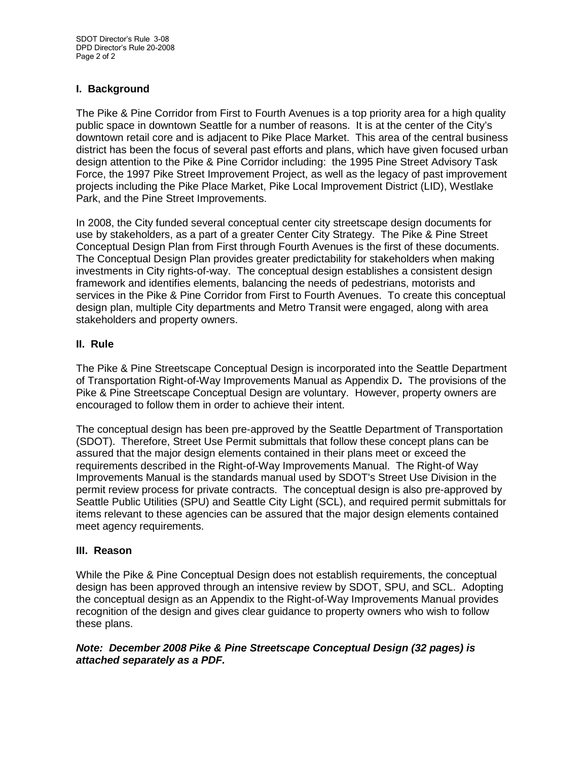## I. Background

The Pike & Pine Corridor from First to Fourth Avenues is a top priority area for a high quality public space in downtown Seattle for a number of reasons. It is at the center of the City's downtown retail core and is adjacent to Pike Place Market. This area of the central business district has been the focus of several past efforts and plans, which have given focused urban design attention to the Pike & Pine Corridor including: the 1995 Pine Street Advisory Task Force, the 1997 Pike Street Improvement Project, as well as the legacy of past improvement projects including the Pike Place Market, Pike Local Improvement District (LID), Westlake Park, and the Pine Street Improvements.

In 2008, the City funded several conceptual center city streetscape design documents for use by stakeholders, as a part of a greater Center City Strategy. The Pike & Pine Street Conceptual Design Plan from First through Fourth Avenues is the first of these documents. The Conceptual Design Plan provides greater predictability for stakeholders when making investments in City rights-of-way. The conceptual design establishes a consistent design framework and identifies elements, balancing the needs of pedestrians, motorists and services in the Pike & Pine Corridor from First to Fourth Avenues. To create this conceptual design plan, multiple City departments and Metro Transit were engaged, along with area stakeholders and property owners.

## II. Rule

The Pike & Pine Streetscape Conceptual Design is incorporated into the Seattle Department of Transportation Right-of-Way Improvements Manual as Appendix D**.** The provisions of the Pike & Pine Streetscape Conceptual Design are voluntary. However, property owners are encouraged to follow them in order to achieve their intent.

The conceptual design has been pre-approved by the Seattle Department of Transportation (SDOT). Therefore, Street Use Permit submittals that follow these concept plans can be assured that the major design elements contained in their plans meet or exceed the requirements described in the Right-of-Way Improvements Manual. The Right-of Way Improvements Manual is the standards manual used by SDOT's Street Use Division in the permit review process for private contracts. The conceptual design is also pre-approved by Seattle Public Utilities (SPU) and Seattle City Light (SCL), and required permit submittals for items relevant to these agencies can be assured that the major design elements contained meet agency requirements.

## III. Reason

While the Pike & Pine Conceptual Design does not establish requirements, the conceptual design has been approved through an intensive review by SDOT, SPU, and SCL. Adopting the conceptual design as an Appendix to the Right-of-Way Improvements Manual provides recognition of the design and gives clear guidance to property owners who wish to follow these plans.

***Note: December 2008 Pike & Pine Streetscape Conceptual Design (32 pages) is attached separately as a PDF.***